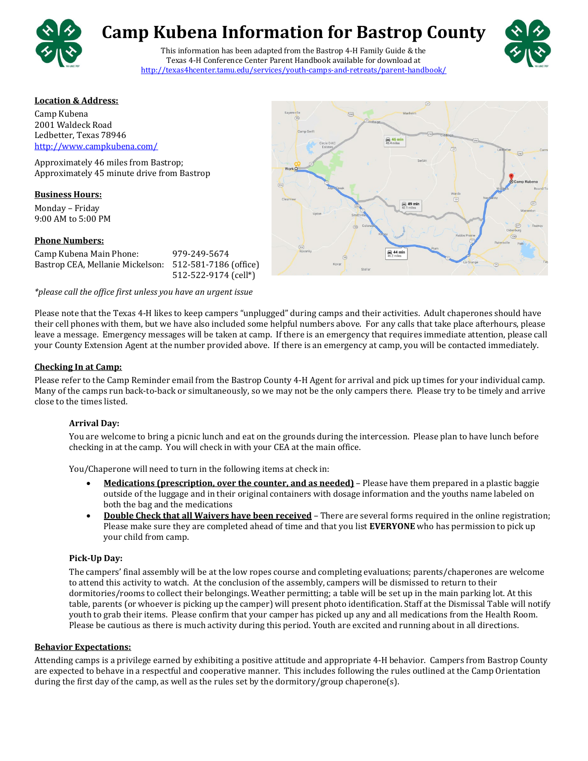# Camp Kubena Information for Bastrop County

This information has been adapted from the Bastrop 4-H Family Guide & the Texas 4-H Conference Center Parent Handbook available for download at http://texas4hcenter.tamu.edu/services/youth-camps-and-retreats/parent-handbook/

**Location & Address:**

Camp Kubena
2001 Waldeck Road
Ledbetter, Texas 78946
http://www.campkubena.com/

Approximately 46 miles from Bastrop;
Approximately 45 minute drive from Bastrop

**Business Hours:**

Monday – Friday
9:00 AM to 5:00 PM

**Phone Numbers:**

| | |
|---|---|
| Camp Kubena Main Phone: | 979-249-5674 |
| Bastrop CEA, Mellanie Mickelson: | 512-581-7186 (office) |
| | 512-522-9174 (cell*) |

*\*please call the office first unless you have an urgent issue*

Please note that the Texas 4-H likes to keep campers "unplugged" during camps and their activities. Adult chaperones should have their cell phones with them, but we have also included some helpful numbers above. For any calls that take place afterhours, please leave a message. Emergency messages will be taken at camp. If there is an emergency that requires immediate attention, please call your County Extension Agent at the number provided above. If there is an emergency at camp, you will be contacted immediately.

**Checking In at Camp:**

Please refer to the Camp Reminder email from the Bastrop County 4-H Agent for arrival and pick up times for your individual camp. Many of the camps run back-to-back or simultaneously, so we may not be the only campers there. Please try to be timely and arrive close to the times listed.

**Arrival Day:**

You are welcome to bring a picnic lunch and eat on the grounds during the intercession. Please plan to have lunch before checking in at the camp. You will check in with your CEA at the main office.

You/Chaperone will need to turn in the following items at check in:

- **Medications (prescription, over the counter, and as needed)** – Please have them prepared in a plastic baggie outside of the luggage and in their original containers with dosage information and the youths name labeled on both the bag and the medications
- **Double Check that all Waivers have been received** – There are several forms required in the online registration; Please make sure they are completed ahead of time and that you list **EVERYONE** who has permission to pick up your child from camp.

**Pick-Up Day:**

The campers' final assembly will be at the low ropes course and completing evaluations; parents/chaperones are welcome to attend this activity to watch. At the conclusion of the assembly, campers will be dismissed to return to their dormitories/rooms to collect their belongings. Weather permitting; a table will be set up in the main parking lot. At this table, parents (or whoever is picking up the camper) will present photo identification. Staff at the Dismissal Table will notify youth to grab their items. Please confirm that your camper has picked up any and all medications from the Health Room. Please be cautious as there is much activity during this period. Youth are excited and running about in all directions.

**Behavior Expectations:**

Attending camps is a privilege earned by exhibiting a positive attitude and appropriate 4-H behavior. Campers from Bastrop County are expected to behave in a respectful and cooperative manner. This includes following the rules outlined at the Camp Orientation during the first day of the camp, as well as the rules set by the dormitory/group chaperone(s).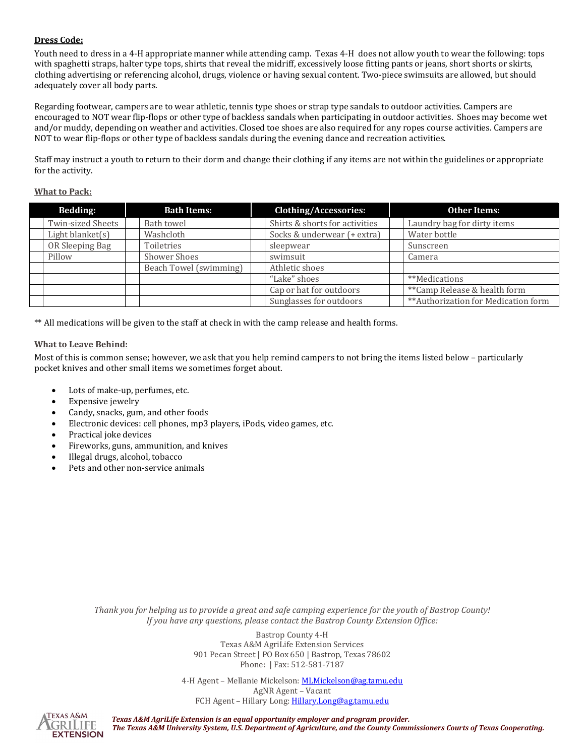**Dress Code:**

Youth need to dress in a 4-H appropriate manner while attending camp. Texas 4-H does not allow youth to wear the following: tops with spaghetti straps, halter type tops, shirts that reveal the midriff, excessively loose fitting pants or jeans, short shorts or skirts, clothing advertising or referencing alcohol, drugs, violence or having sexual content. Two-piece swimsuits are allowed, but should adequately cover all body parts.

Regarding footwear, campers are to wear athletic, tennis type shoes or strap type sandals to outdoor activities. Campers are encouraged to NOT wear flip-flops or other type of backless sandals when participating in outdoor activities. Shoes may become wet and/or muddy, depending on weather and activities. Closed toe shoes are also required for any ropes course activities. Campers are NOT to wear flip-flops or other type of backless sandals during the evening dance and recreation activities.

Staff may instruct a youth to return to their dorm and change their clothing if any items are not within the guidelines or appropriate for the activity.

**What to Pack:**

| | Bedding: | | Bath Items: | | Clothing/Accessories: | | Other Items: |
|---|---|---|---|---|---|---|---|
| | Twin-sized Sheets | | Bath towel | | Shirts & shorts for activities | | Laundry bag for dirty items |
| | Light blanket(s) | | Washcloth | | Socks & underwear (+ extra) | | Water bottle |
| | OR Sleeping Bag | | Toiletries | | sleepwear | | Sunscreen |
| | Pillow | | Shower Shoes | | swimsuit | | Camera |
| | | | Beach Towel (swimming) | | Athletic shoes | | |
| | | | | | "Lake" shoes | | **Medications |
| | | | | | Cap or hat for outdoors | | **Camp Release & health form |
| | | | | | Sunglasses for outdoors | | **Authorization for Medication form |

** All medications will be given to the staff at check in with the camp release and health forms.

**What to Leave Behind:**

Most of this is common sense; however, we ask that you help remind campers to not bring the items listed below – particularly pocket knives and other small items we sometimes forget about.

- Lots of make-up, perfumes, etc.
- Expensive jewelry
- Candy, snacks, gum, and other foods
- Electronic devices: cell phones, mp3 players, iPods, video games, etc.
- Practical joke devices
- Fireworks, guns, ammunition, and knives
- Illegal drugs, alcohol, tobacco
- Pets and other non-service animals

*Thank you for helping us to provide a great and safe camping experience for the youth of Bastrop County!*
*If you have any questions, please contact the Bastrop County Extension Office:*

Bastrop County 4-H
Texas A&M AgriLife Extension Services
901 Pecan Street | PO Box 650 | Bastrop, Texas 78602
Phone: | Fax: 512-581-7187

4-H Agent – Mellanie Mickelson: MLMickelson@ag.tamu.edu
AgNR Agent – Vacant
FCH Agent – Hillary Long: Hillary.Long@ag.tamu.edu

TEXAS A&M AGRILIFE EXTENSION

***Texas A&M AgriLife Extension is an equal opportunity employer and program provider.***
***The Texas A&M University System, U.S. Department of Agriculture, and the County Commissioners Courts of Texas Cooperating.***